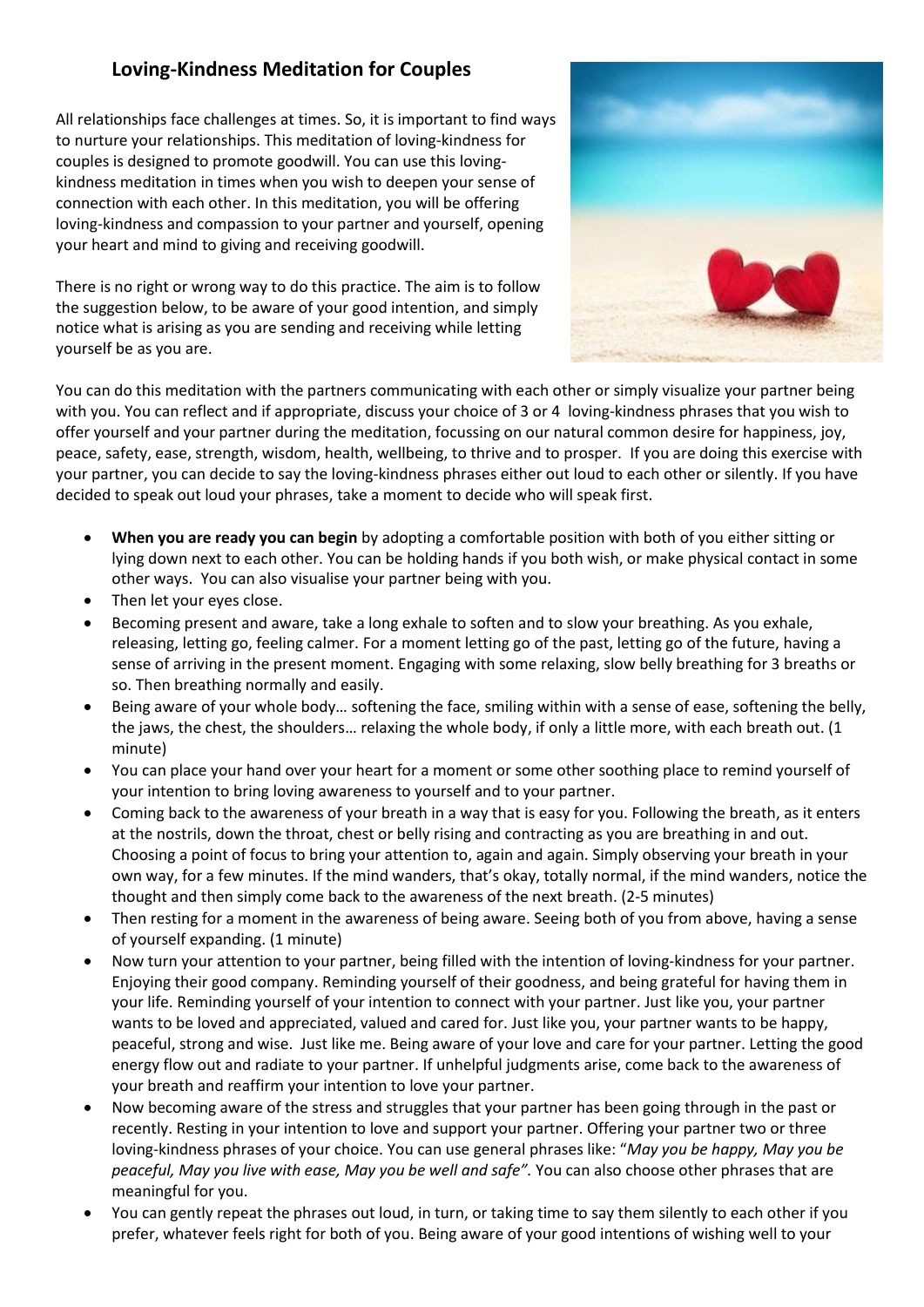## Loving-Kindness Meditation for Couples

All relationships face challenges at times. So, it is important to find ways to nurture your relationships. This meditation of loving-kindness for couples is designed to promote goodwill. You can use this loving-kindness meditation in times when you wish to deepen your sense of connection with each other. In this meditation, you will be offering loving-kindness and compassion to your partner and yourself, opening your heart and mind to giving and receiving goodwill.

There is no right or wrong way to do this practice. The aim is to follow the suggestion below, to be aware of your good intention, and simply notice what is arising as you are sending and receiving while letting yourself be as you are.

You can do this meditation with the partners communicating with each other or simply visualize your partner being with you. You can reflect and if appropriate, discuss your choice of 3 or 4 loving-kindness phrases that you wish to offer yourself and your partner during the meditation, focussing on our natural common desire for happiness, joy, peace, safety, ease, strength, wisdom, health, wellbeing, to thrive and to prosper. If you are doing this exercise with your partner, you can decide to say the loving-kindness phrases either out loud to each other or silently. If you have decided to speak out loud your phrases, take a moment to decide who will speak first.

- **When you are ready you can begin** by adopting a comfortable position with both of you either sitting or lying down next to each other. You can be holding hands if you both wish, or make physical contact in some other ways. You can also visualise your partner being with you.
- Then let your eyes close.
- Becoming present and aware, take a long exhale to soften and to slow your breathing. As you exhale, releasing, letting go, feeling calmer. For a moment letting go of the past, letting go of the future, having a sense of arriving in the present moment. Engaging with some relaxing, slow belly breathing for 3 breaths or so. Then breathing normally and easily.
- Being aware of your whole body… softening the face, smiling within with a sense of ease, softening the belly, the jaws, the chest, the shoulders… relaxing the whole body, if only a little more, with each breath out. (1 minute)
- You can place your hand over your heart for a moment or some other soothing place to remind yourself of your intention to bring loving awareness to yourself and to your partner.
- Coming back to the awareness of your breath in a way that is easy for you. Following the breath, as it enters at the nostrils, down the throat, chest or belly rising and contracting as you are breathing in and out. Choosing a point of focus to bring your attention to, again and again. Simply observing your breath in your own way, for a few minutes. If the mind wanders, that's okay, totally normal, if the mind wanders, notice the thought and then simply come back to the awareness of the next breath. (2-5 minutes)
- Then resting for a moment in the awareness of being aware. Seeing both of you from above, having a sense of yourself expanding. (1 minute)
- Now turn your attention to your partner, being filled with the intention of loving-kindness for your partner. Enjoying their good company. Reminding yourself of their goodness, and being grateful for having them in your life. Reminding yourself of your intention to connect with your partner. Just like you, your partner wants to be loved and appreciated, valued and cared for. Just like you, your partner wants to be happy, peaceful, strong and wise. Just like me. Being aware of your love and care for your partner. Letting the good energy flow out and radiate to your partner. If unhelpful judgments arise, come back to the awareness of your breath and reaffirm your intention to love your partner.
- Now becoming aware of the stress and struggles that your partner has been going through in the past or recently. Resting in your intention to love and support your partner. Offering your partner two or three loving-kindness phrases of your choice. You can use general phrases like: "*May you be happy, May you be peaceful, May you live with ease, May you be well and safe".* You can also choose other phrases that are meaningful for you.
- You can gently repeat the phrases out loud, in turn, or taking time to say them silently to each other if you prefer, whatever feels right for both of you. Being aware of your good intentions of wishing well to your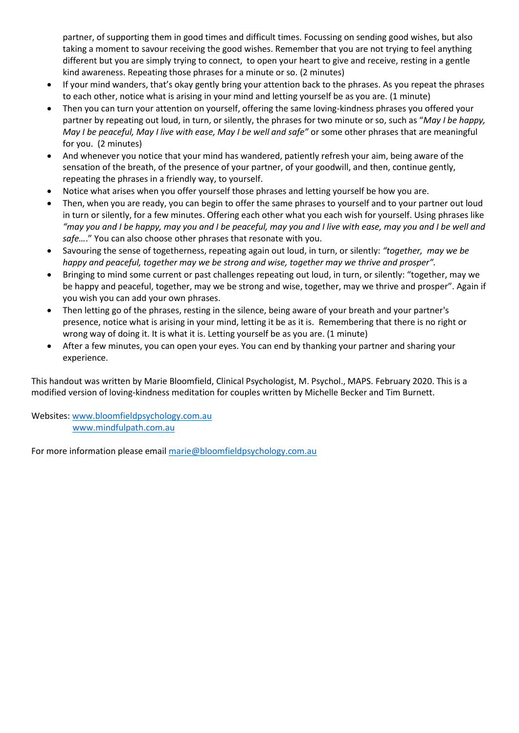partner, of supporting them in good times and difficult times. Focussing on sending good wishes, but also taking a moment to savour receiving the good wishes. Remember that you are not trying to feel anything different but you are simply trying to connect, to open your heart to give and receive, resting in a gentle kind awareness. Repeating those phrases for a minute or so. (2 minutes)

- If your mind wanders, that's okay gently bring your attention back to the phrases. As you repeat the phrases to each other, notice what is arising in your mind and letting yourself be as you are. (1 minute)
- Then you can turn your attention on yourself, offering the same loving-kindness phrases you offered your partner by repeating out loud, in turn, or silently, the phrases for two minute or so, such as "*May I be happy, May I be peaceful, May I live with ease, May I be well and safe"* or some other phrases that are meaningful for you. (2 minutes)
- And whenever you notice that your mind has wandered, patiently refresh your aim, being aware of the sensation of the breath, of the presence of your partner, of your goodwill, and then, continue gently, repeating the phrases in a friendly way, to yourself.
- Notice what arises when you offer yourself those phrases and letting yourself be how you are.
- Then, when you are ready, you can begin to offer the same phrases to yourself and to your partner out loud in turn or silently, for a few minutes. Offering each other what you each wish for yourself. Using phrases like *"may you and I be happy, may you and I be peaceful, may you and I live with ease, may you and I be well and safe….*" You can also choose other phrases that resonate with you.
- Savouring the sense of togetherness, repeating again out loud, in turn, or silently: *"together, may we be happy and peaceful, together may we be strong and wise, together may we thrive and prosper".*
- Bringing to mind some current or past challenges repeating out loud, in turn, or silently: "together, may we be happy and peaceful, together, may we be strong and wise, together, may we thrive and prosper". Again if you wish you can add your own phrases.
- Then letting go of the phrases, resting in the silence, being aware of your breath and your partner's presence, notice what is arising in your mind, letting it be as it is. Remembering that there is no right or wrong way of doing it. It is what it is. Letting yourself be as you are. (1 minute)
- After a few minutes, you can open your eyes. You can end by thanking your partner and sharing your experience.

This handout was written by Marie Bloomfield, Clinical Psychologist, M. Psychol., MAPS. February 2020. This is a modified version of loving-kindness meditation for couples written by Michelle Becker and Tim Burnett.

Websites: [www.bloomfieldpsychology.com.au](http://www.bloomfieldpsychology.com.au)
[www.mindfulpath.com.au](http://www.mindfulpath.com.au)

For more information please email [marie@bloomfieldpsychology.com.au](mailto:marie@bloomfieldpsychology.com.au)